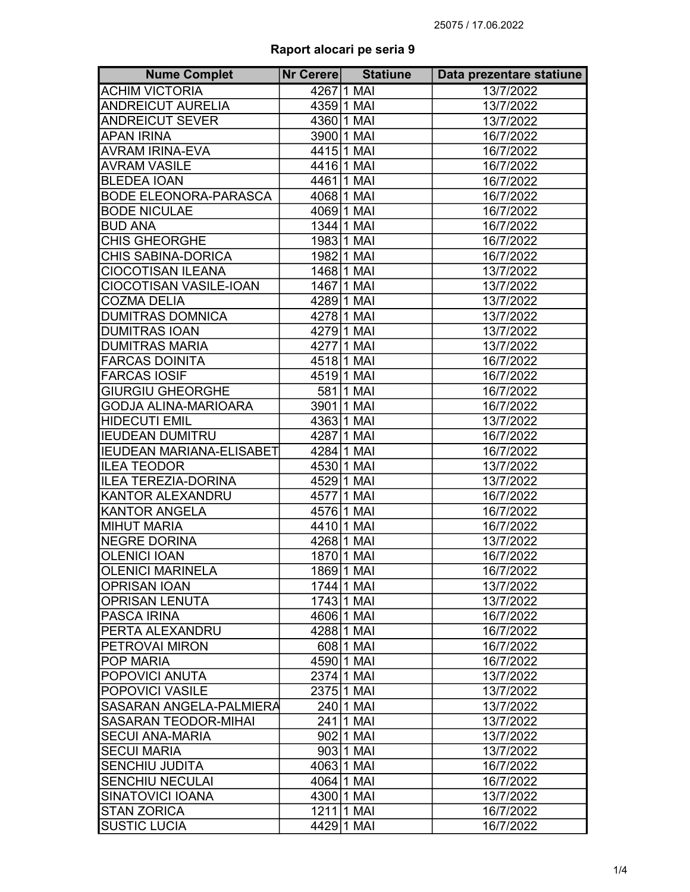25075 / 17.06.2022

# Raport alocari pe seria 9

| Nume Complet | Nr Cerere | Statiune | Data prezentare statiune |
|---|---|---|---|
| ACHIM VICTORIA | 4267 | 1 MAI | 13/7/2022 |
| ANDREICUT AURELIA | 4359 | 1 MAI | 13/7/2022 |
| ANDREICUT SEVER | 4360 | 1 MAI | 13/7/2022 |
| APAN IRINA | 3900 | 1 MAI | 16/7/2022 |
| AVRAM IRINA-EVA | 4415 | 1 MAI | 16/7/2022 |
| AVRAM VASILE | 4416 | 1 MAI | 16/7/2022 |
| BLEDEA IOAN | 4461 | 1 MAI | 16/7/2022 |
| BODE ELEONORA-PARASCA | 4068 | 1 MAI | 16/7/2022 |
| BODE NICULAE | 4069 | 1 MAI | 16/7/2022 |
| BUD ANA | 1344 | 1 MAI | 16/7/2022 |
| CHIS GHEORGHE | 1983 | 1 MAI | 16/7/2022 |
| CHIS SABINA-DORICA | 1982 | 1 MAI | 16/7/2022 |
| CIOCOTISAN ILEANA | 1468 | 1 MAI | 13/7/2022 |
| CIOCOTISAN VASILE-IOAN | 1467 | 1 MAI | 13/7/2022 |
| COZMA DELIA | 4289 | 1 MAI | 13/7/2022 |
| DUMITRAS DOMNICA | 4278 | 1 MAI | 13/7/2022 |
| DUMITRAS IOAN | 4279 | 1 MAI | 13/7/2022 |
| DUMITRAS MARIA | 4277 | 1 MAI | 13/7/2022 |
| FARCAS DOINITA | 4518 | 1 MAI | 16/7/2022 |
| FARCAS IOSIF | 4519 | 1 MAI | 16/7/2022 |
| GIURGIU GHEORGHE | 581 | 1 MAI | 16/7/2022 |
| GODJA ALINA-MARIOARA | 3901 | 1 MAI | 16/7/2022 |
| HIDECUTI EMIL | 4363 | 1 MAI | 13/7/2022 |
| IEUDEAN DUMITRU | 4287 | 1 MAI | 16/7/2022 |
| IEUDEAN MARIANA-ELISABET | 4284 | 1 MAI | 16/7/2022 |
| ILEA TEODOR | 4530 | 1 MAI | 13/7/2022 |
| ILEA TEREZIA-DORINA | 4529 | 1 MAI | 13/7/2022 |
| KANTOR ALEXANDRU | 4577 | 1 MAI | 16/7/2022 |
| KANTOR ANGELA | 4576 | 1 MAI | 16/7/2022 |
| MIHUT MARIA | 4410 | 1 MAI | 16/7/2022 |
| NEGRE DORINA | 4268 | 1 MAI | 13/7/2022 |
| OLENICI IOAN | 1870 | 1 MAI | 16/7/2022 |
| OLENICI MARINELA | 1869 | 1 MAI | 16/7/2022 |
| OPRISAN IOAN | 1744 | 1 MAI | 13/7/2022 |
| OPRISAN LENUTA | 1743 | 1 MAI | 13/7/2022 |
| PASCA IRINA | 4606 | 1 MAI | 16/7/2022 |
| PERTA ALEXANDRU | 4288 | 1 MAI | 16/7/2022 |
| PETROVAI MIRON | 608 | 1 MAI | 16/7/2022 |
| POP MARIA | 4590 | 1 MAI | 16/7/2022 |
| POPOVICI ANUTA | 2374 | 1 MAI | 13/7/2022 |
| POPOVICI VASILE | 2375 | 1 MAI | 13/7/2022 |
| SASARAN ANGELA-PALMIERA | 240 | 1 MAI | 13/7/2022 |
| SASARAN TEODOR-MIHAI | 241 | 1 MAI | 13/7/2022 |
| SECUI ANA-MARIA | 902 | 1 MAI | 13/7/2022 |
| SECUI MARIA | 903 | 1 MAI | 13/7/2022 |
| SENCHIU JUDITA | 4063 | 1 MAI | 16/7/2022 |
| SENCHIU NECULAI | 4064 | 1 MAI | 16/7/2022 |
| SINATOVICI IOANA | 4300 | 1 MAI | 13/7/2022 |
| STAN ZORICA | 1211 | 1 MAI | 16/7/2022 |
| SUSTIC LUCIA | 4429 | 1 MAI | 16/7/2022 |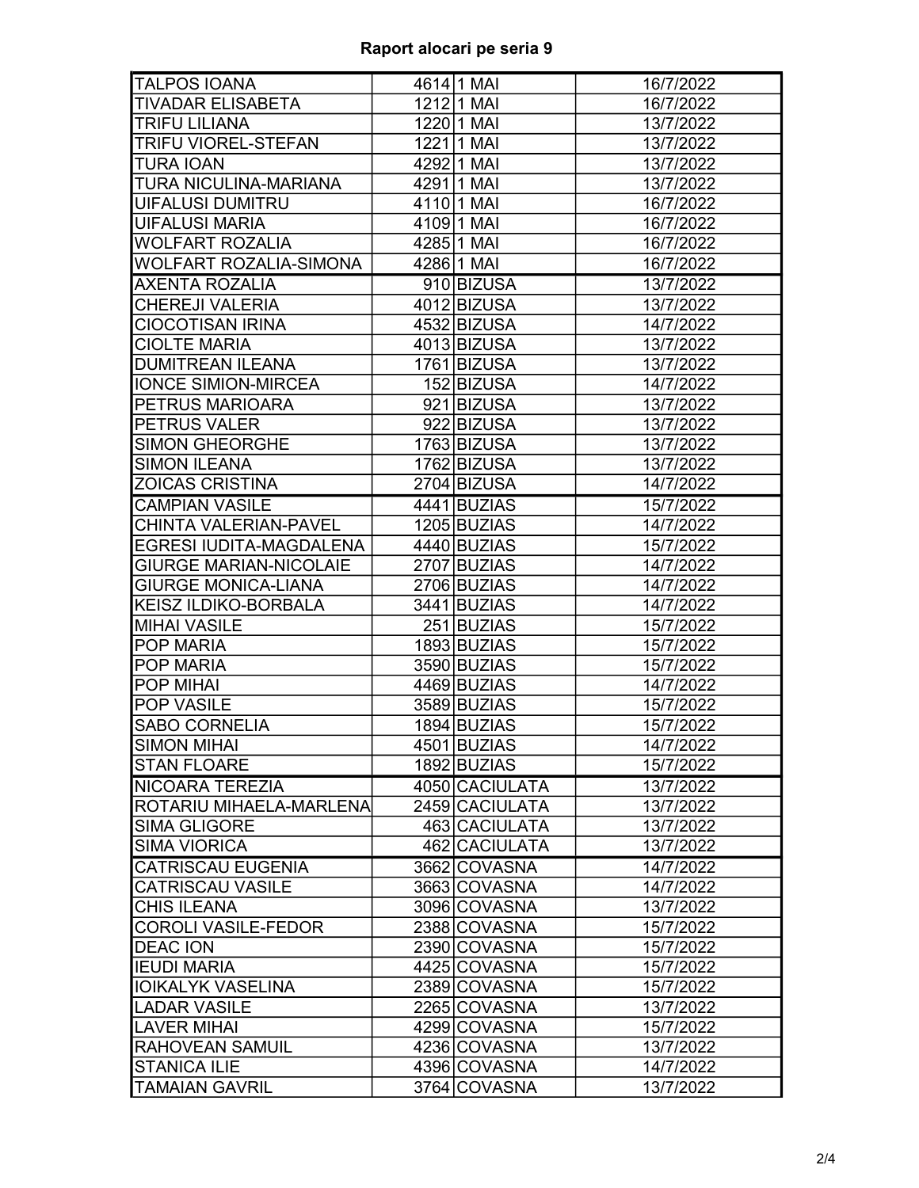**Raport alocari pe seria 9**

| | | | |
|---|---|---|---|
| TALPOS IOANA | 4614 | 1 MAI | 16/7/2022 |
| TIVADAR ELISABETA | 1212 | 1 MAI | 16/7/2022 |
| TRIFU LILIANA | 1220 | 1 MAI | 13/7/2022 |
| TRIFU VIOREL-STEFAN | 1221 | 1 MAI | 13/7/2022 |
| TURA IOAN | 4292 | 1 MAI | 13/7/2022 |
| TURA NICULINA-MARIANA | 4291 | 1 MAI | 13/7/2022 |
| UIFALUSI DUMITRU | 4110 | 1 MAI | 16/7/2022 |
| UIFALUSI MARIA | 4109 | 1 MAI | 16/7/2022 |
| WOLFART ROZALIA | 4285 | 1 MAI | 16/7/2022 |
| WOLFART ROZALIA-SIMONA | 4286 | 1 MAI | 16/7/2022 |
| AXENTA ROZALIA | 910 | BIZUSA | 13/7/2022 |
| CHEREJI VALERIA | 4012 | BIZUSA | 13/7/2022 |
| CIOCOTISAN IRINA | 4532 | BIZUSA | 14/7/2022 |
| CIOLTE MARIA | 4013 | BIZUSA | 13/7/2022 |
| DUMITREAN ILEANA | 1761 | BIZUSA | 13/7/2022 |
| IONCE SIMION-MIRCEA | 152 | BIZUSA | 14/7/2022 |
| PETRUS MARIOARA | 921 | BIZUSA | 13/7/2022 |
| PETRUS VALER | 922 | BIZUSA | 13/7/2022 |
| SIMON GHEORGHE | 1763 | BIZUSA | 13/7/2022 |
| SIMON ILEANA | 1762 | BIZUSA | 13/7/2022 |
| ZOICAS CRISTINA | 2704 | BIZUSA | 14/7/2022 |
| CAMPIAN VASILE | 4441 | BUZIAS | 15/7/2022 |
| CHINTA VALERIAN-PAVEL | 1205 | BUZIAS | 14/7/2022 |
| EGRESI IUDITA-MAGDALENA | 4440 | BUZIAS | 15/7/2022 |
| GIURGE MARIAN-NICOLAIE | 2707 | BUZIAS | 14/7/2022 |
| GIURGE MONICA-LIANA | 2706 | BUZIAS | 14/7/2022 |
| KEISZ ILDIKO-BORBALA | 3441 | BUZIAS | 14/7/2022 |
| MIHAI VASILE | 251 | BUZIAS | 15/7/2022 |
| POP MARIA | 1893 | BUZIAS | 15/7/2022 |
| POP MARIA | 3590 | BUZIAS | 15/7/2022 |
| POP MIHAI | 4469 | BUZIAS | 14/7/2022 |
| POP VASILE | 3589 | BUZIAS | 15/7/2022 |
| SABO CORNELIA | 1894 | BUZIAS | 15/7/2022 |
| SIMON MIHAI | 4501 | BUZIAS | 14/7/2022 |
| STAN FLOARE | 1892 | BUZIAS | 15/7/2022 |
| NICOARA TEREZIA | 4050 | CACIULATA | 13/7/2022 |
| ROTARIU MIHAELA-MARLENA | 2459 | CACIULATA | 13/7/2022 |
| SIMA GLIGORE | 463 | CACIULATA | 13/7/2022 |
| SIMA VIORICA | 462 | CACIULATA | 13/7/2022 |
| CATRISCAU EUGENIA | 3662 | COVASNA | 14/7/2022 |
| CATRISCAU VASILE | 3663 | COVASNA | 14/7/2022 |
| CHIS ILEANA | 3096 | COVASNA | 13/7/2022 |
| COROLI VASILE-FEDOR | 2388 | COVASNA | 15/7/2022 |
| DEAC ION | 2390 | COVASNA | 15/7/2022 |
| IEUDI MARIA | 4425 | COVASNA | 15/7/2022 |
| IOIKALYK VASELINA | 2389 | COVASNA | 15/7/2022 |
| LADAR VASILE | 2265 | COVASNA | 13/7/2022 |
| LAVER MIHAI | 4299 | COVASNA | 15/7/2022 |
| RAHOVEAN SAMUIL | 4236 | COVASNA | 13/7/2022 |
| STANICA ILIE | 4396 | COVASNA | 14/7/2022 |
| TAMAIAN GAVRIL | 3764 | COVASNA | 13/7/2022 |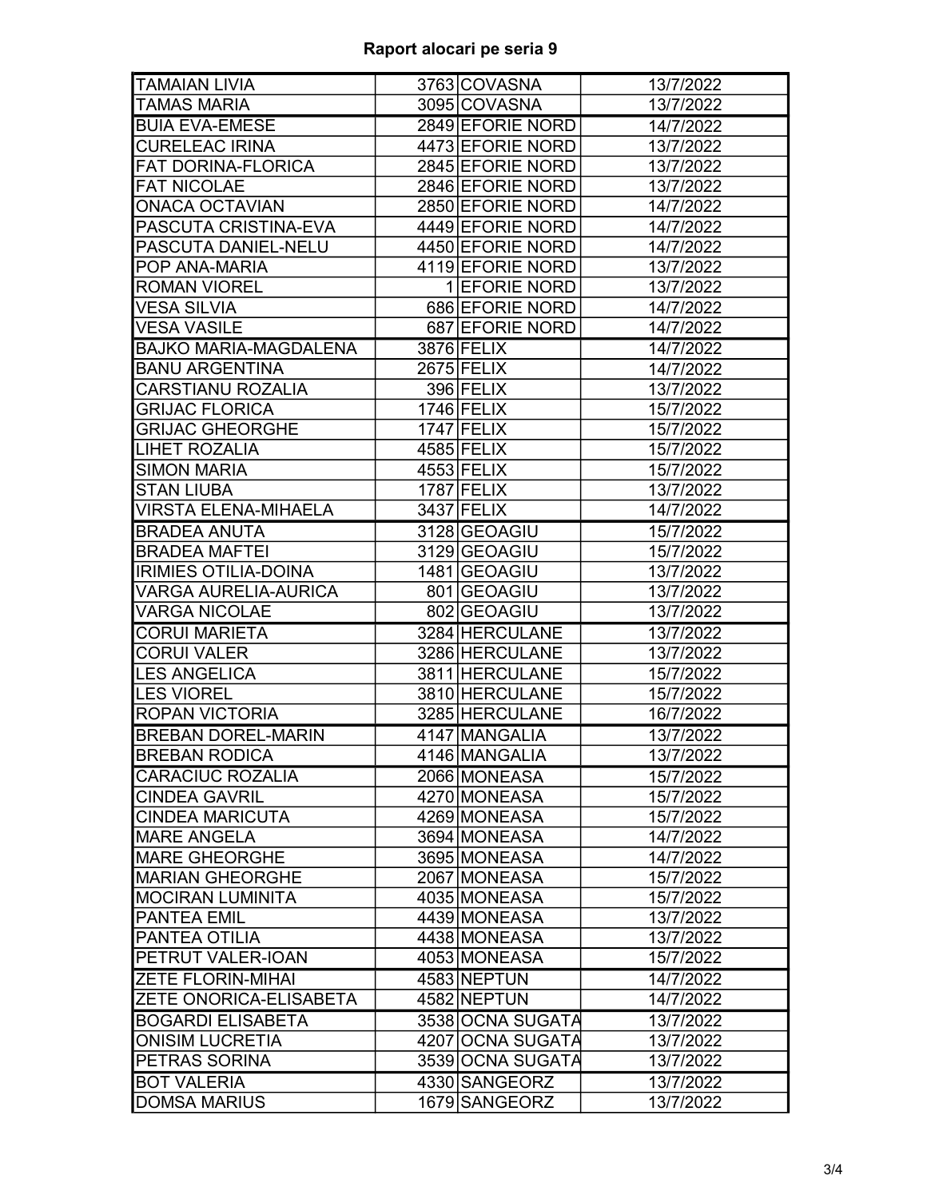# Raport alocari pe seria 9

| | | | |
|---|---|---|---|
| TAMAIAN LIVIA | 3763 | COVASNA | 13/7/2022 |
| TAMAS MARIA | 3095 | COVASNA | 13/7/2022 |
| BUIA EVA-EMESE | 2849 | EFORIE NORD | 14/7/2022 |
| CURELEAC IRINA | 4473 | EFORIE NORD | 13/7/2022 |
| FAT DORINA-FLORICA | 2845 | EFORIE NORD | 13/7/2022 |
| FAT NICOLAE | 2846 | EFORIE NORD | 13/7/2022 |
| ONACA OCTAVIAN | 2850 | EFORIE NORD | 14/7/2022 |
| PASCUTA CRISTINA-EVA | 4449 | EFORIE NORD | 14/7/2022 |
| PASCUTA DANIEL-NELU | 4450 | EFORIE NORD | 14/7/2022 |
| POP ANA-MARIA | 4119 | EFORIE NORD | 13/7/2022 |
| ROMAN VIOREL | 1 | EFORIE NORD | 13/7/2022 |
| VESA SILVIA | 686 | EFORIE NORD | 14/7/2022 |
| VESA VASILE | 687 | EFORIE NORD | 14/7/2022 |
| BAJKO MARIA-MAGDALENA | 3876 | FELIX | 14/7/2022 |
| BANU ARGENTINA | 2675 | FELIX | 14/7/2022 |
| CARSTIANU ROZALIA | 396 | FELIX | 13/7/2022 |
| GRIJAC FLORICA | 1746 | FELIX | 15/7/2022 |
| GRIJAC GHEORGHE | 1747 | FELIX | 15/7/2022 |
| LIHET ROZALIA | 4585 | FELIX | 15/7/2022 |
| SIMON MARIA | 4553 | FELIX | 15/7/2022 |
| STAN LIUBA | 1787 | FELIX | 13/7/2022 |
| VIRSTA ELENA-MIHAELA | 3437 | FELIX | 14/7/2022 |
| BRADEA ANUTA | 3128 | GEOAGIU | 15/7/2022 |
| BRADEA MAFTEI | 3129 | GEOAGIU | 15/7/2022 |
| IRIMIES OTILIA-DOINA | 1481 | GEOAGIU | 13/7/2022 |
| VARGA AURELIA-AURICA | 801 | GEOAGIU | 13/7/2022 |
| VARGA NICOLAE | 802 | GEOAGIU | 13/7/2022 |
| CORUI MARIETA | 3284 | HERCULANE | 13/7/2022 |
| CORUI VALER | 3286 | HERCULANE | 13/7/2022 |
| LES ANGELICA | 3811 | HERCULANE | 15/7/2022 |
| LES VIOREL | 3810 | HERCULANE | 15/7/2022 |
| ROPAN VICTORIA | 3285 | HERCULANE | 16/7/2022 |
| BREBAN DOREL-MARIN | 4147 | MANGALIA | 13/7/2022 |
| BREBAN RODICA | 4146 | MANGALIA | 13/7/2022 |
| CARACIUC ROZALIA | 2066 | MONEASA | 15/7/2022 |
| CINDEA GAVRIL | 4270 | MONEASA | 15/7/2022 |
| CINDEA MARICUTA | 4269 | MONEASA | 15/7/2022 |
| MARE ANGELA | 3694 | MONEASA | 14/7/2022 |
| MARE GHEORGHE | 3695 | MONEASA | 14/7/2022 |
| MARIAN GHEORGHE | 2067 | MONEASA | 15/7/2022 |
| MOCIRAN LUMINITA | 4035 | MONEASA | 15/7/2022 |
| PANTEA EMIL | 4439 | MONEASA | 13/7/2022 |
| PANTEA OTILIA | 4438 | MONEASA | 13/7/2022 |
| PETRUT VALER-IOAN | 4053 | MONEASA | 15/7/2022 |
| ZETE FLORIN-MIHAI | 4583 | NEPTUN | 14/7/2022 |
| ZETE ONORICA-ELISABETA | 4582 | NEPTUN | 14/7/2022 |
| BOGARDI ELISABETA | 3538 | OCNA SUGATA | 13/7/2022 |
| ONISIM LUCRETIA | 4207 | OCNA SUGATA | 13/7/2022 |
| PETRAS SORINA | 3539 | OCNA SUGATA | 13/7/2022 |
| BOT VALERIA | 4330 | SANGEORZ | 13/7/2022 |
| DOMSA MARIUS | 1679 | SANGEORZ | 13/7/2022 |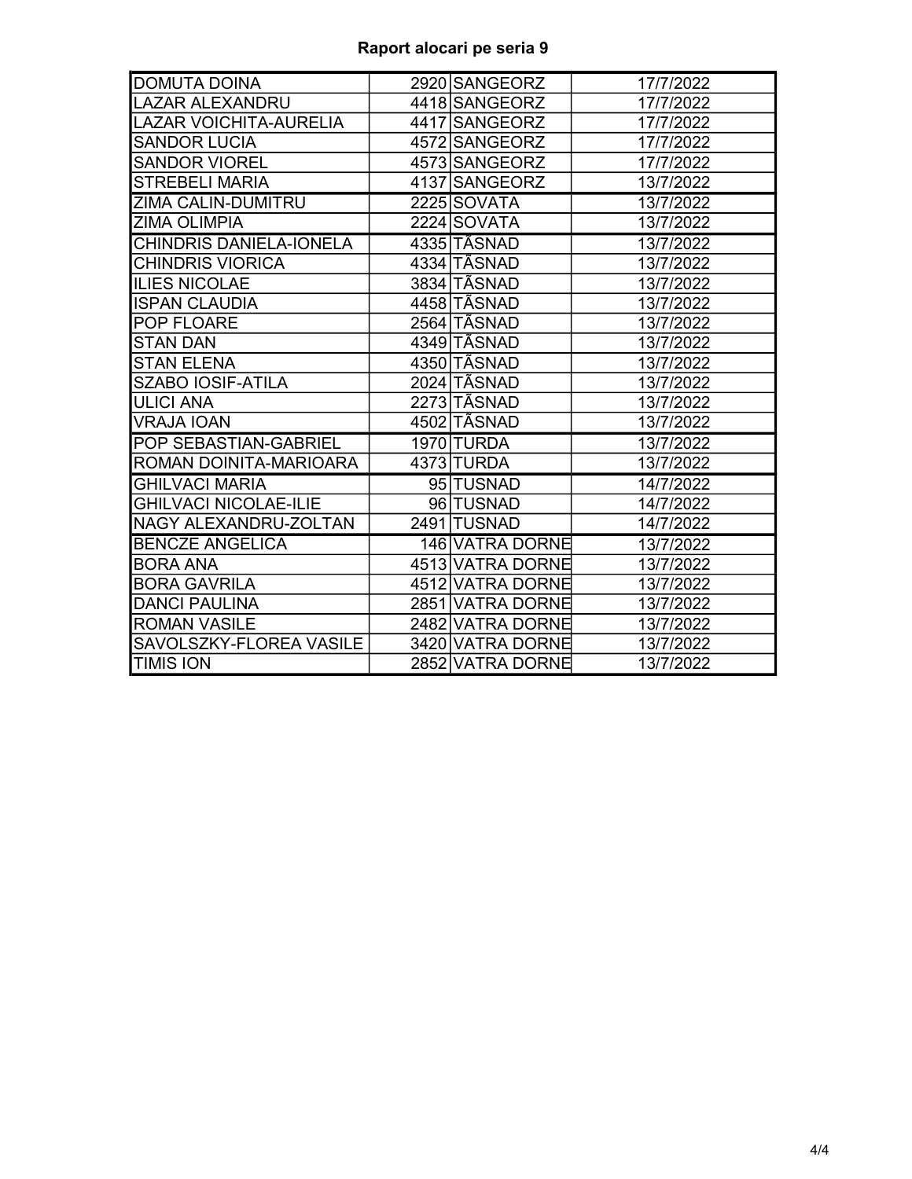**Raport alocari pe seria 9**

| | | | |
|---|---|---|---|
| DOMUTA DOINA | 2920 | SANGEORZ | 17/7/2022 |
| LAZAR ALEXANDRU | 4418 | SANGEORZ | 17/7/2022 |
| LAZAR VOICHITA-AURELIA | 4417 | SANGEORZ | 17/7/2022 |
| SANDOR LUCIA | 4572 | SANGEORZ | 17/7/2022 |
| SANDOR VIOREL | 4573 | SANGEORZ | 17/7/2022 |
| STREBELI MARIA | 4137 | SANGEORZ | 13/7/2022 |
| ZIMA CALIN-DUMITRU | 2225 | SOVATA | 13/7/2022 |
| ZIMA OLIMPIA | 2224 | SOVATA | 13/7/2022 |
| CHINDRIS DANIELA-IONELA | 4335 | TÃSNAD | 13/7/2022 |
| CHINDRIS VIORICA | 4334 | TÃSNAD | 13/7/2022 |
| ILIES NICOLAE | 3834 | TÃSNAD | 13/7/2022 |
| ISPAN CLAUDIA | 4458 | TÃSNAD | 13/7/2022 |
| POP FLOARE | 2564 | TÃSNAD | 13/7/2022 |
| STAN DAN | 4349 | TÃSNAD | 13/7/2022 |
| STAN ELENA | 4350 | TÃSNAD | 13/7/2022 |
| SZABO IOSIF-ATILA | 2024 | TÃSNAD | 13/7/2022 |
| ULICI ANA | 2273 | TÃSNAD | 13/7/2022 |
| VRAJA IOAN | 4502 | TÃSNAD | 13/7/2022 |
| POP SEBASTIAN-GABRIEL | 1970 | TURDA | 13/7/2022 |
| ROMAN DOINITA-MARIOARA | 4373 | TURDA | 13/7/2022 |
| GHILVACI MARIA | 95 | TUSNAD | 14/7/2022 |
| GHILVACI NICOLAE-ILIE | 96 | TUSNAD | 14/7/2022 |
| NAGY ALEXANDRU-ZOLTAN | 2491 | TUSNAD | 14/7/2022 |
| BENCZE ANGELICA | 146 | VATRA DORNE | 13/7/2022 |
| BORA ANA | 4513 | VATRA DORNE | 13/7/2022 |
| BORA GAVRILA | 4512 | VATRA DORNE | 13/7/2022 |
| DANCI PAULINA | 2851 | VATRA DORNE | 13/7/2022 |
| ROMAN VASILE | 2482 | VATRA DORNE | 13/7/2022 |
| SAVOLSZKY-FLOREA VASILE | 3420 | VATRA DORNE | 13/7/2022 |
| TIMIS ION | 2852 | VATRA DORNE | 13/7/2022 |